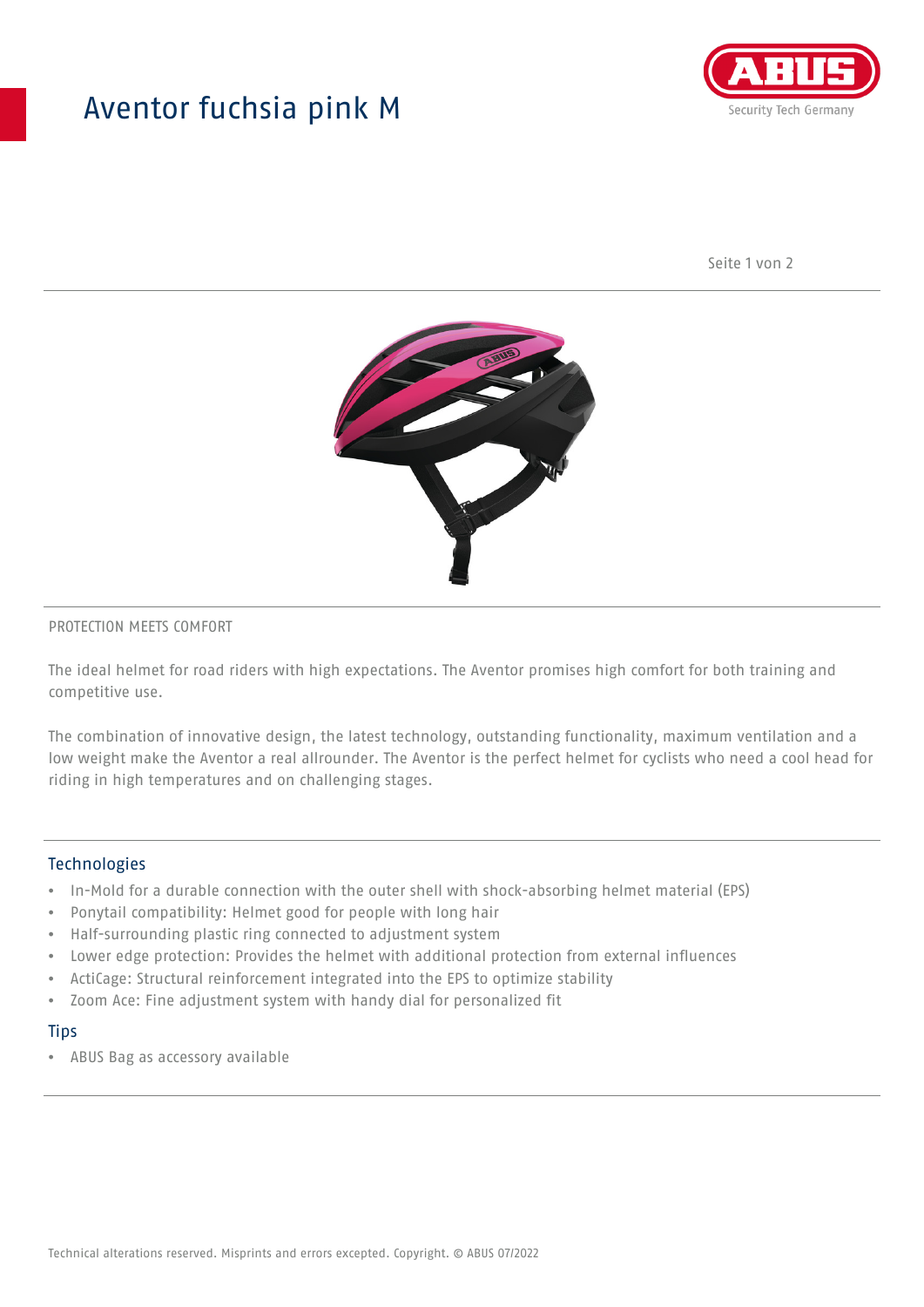# Aventor fuchsia pink M

PROTECTION MEETS COMFORT

The ideal helmet for road riders with high expectations. The Aventor promises high comfort for both training and competitive use.

The combination of innovative design, the latest technology, outstanding functionality, maximum ventilation and a low weight make the Aventor a real allrounder. The Aventor is the perfect helmet for cyclists who need a cool head for riding in high temperatures and on challenging stages.

## Technologies

- In-Mold for a durable connection with the outer shell with shock-absorbing helmet material (EPS)
- Ponytail compatibility: Helmet good for people with long hair
- Half-surrounding plastic ring connected to adjustment system
- Lower edge protection: Provides the helmet with additional protection from external influences
- ActiCage: Structural reinforcement integrated into the EPS to optimize stability
- Zoom Ace: Fine adjustment system with handy dial for personalized fit

## Tips

- ABUS Bag as accessory available

Technical alterations reserved. Misprints and errors excepted. Copyright. © ABUS 07/2022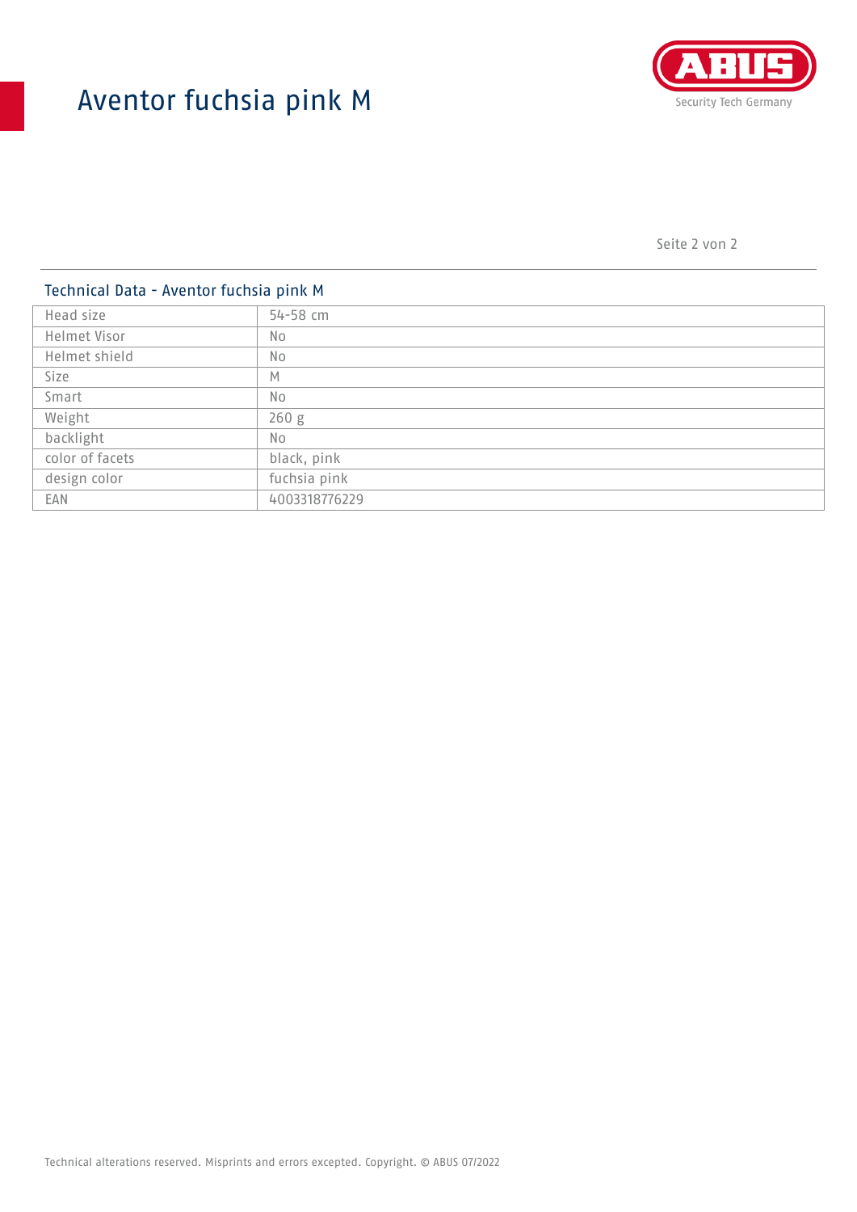# Aventor fuchsia pink M

## Technical Data - Aventor fuchsia pink M

| | |
|---|---|
| Head size | 54-58 cm |
| Helmet Visor | No |
| Helmet shield | No |
| Size | M |
| Smart | No |
| Weight | 260 g |
| backlight | No |
| color of facets | black, pink |
| design color | fuchsia pink |
| EAN | 4003318776229 |

Technical alterations reserved. Misprints and errors excepted. Copyright. © ABUS 07/2022